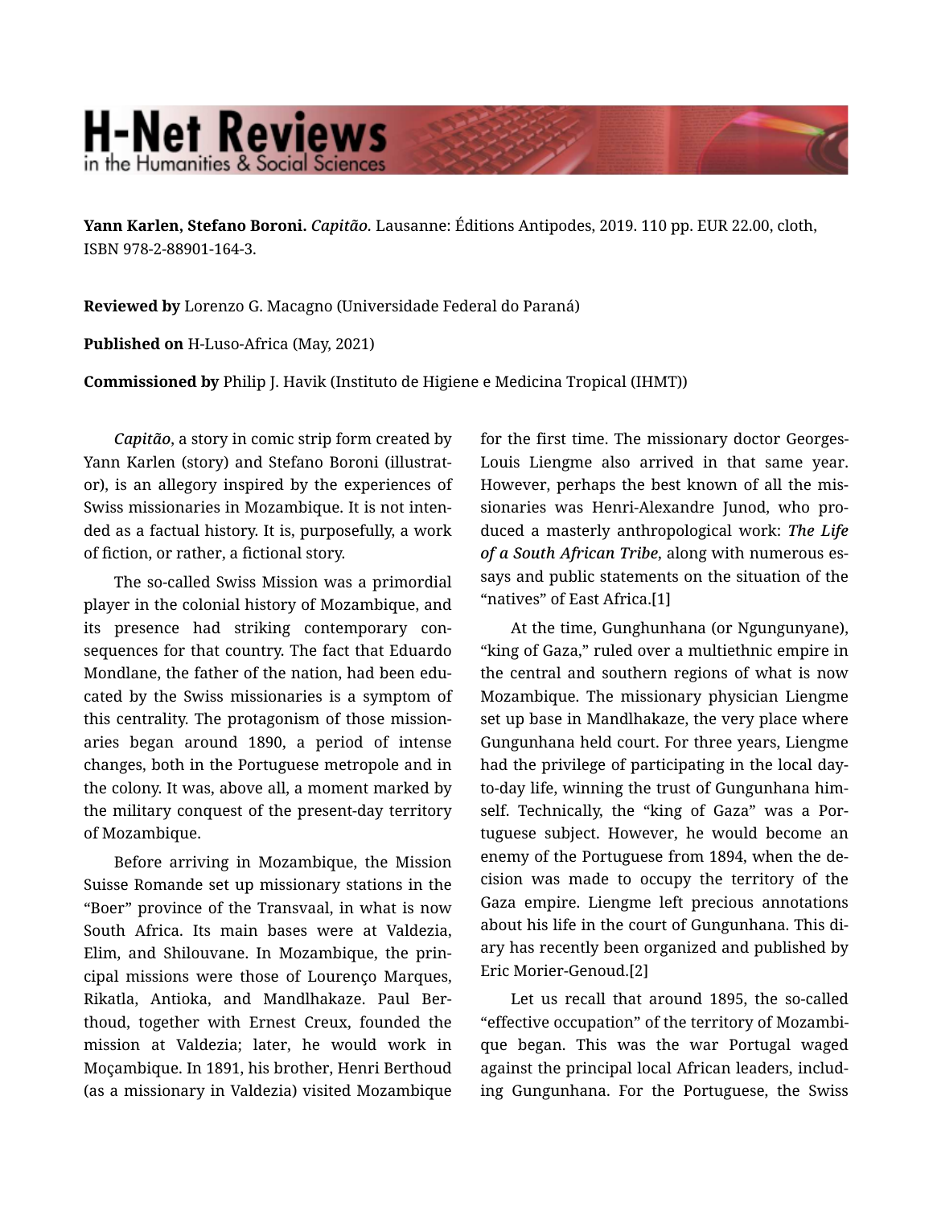**Yann Karlen, Stefano Boroni.** *Capitão.* Lausanne: Éditions Antipodes, 2019. 110 pp. EUR 22.00, cloth, ISBN 978-2-88901-164-3.

**Reviewed by** Lorenzo G. Macagno (Universidade Federal do Paraná)

**Published on** H-Luso-Africa (May, 2021)

**Commissioned by** Philip J. Havik (Instituto de Higiene e Medicina Tropical (IHMT))

*Capitão*, a story in comic strip form created by Yann Karlen (story) and Stefano Boroni (illustrator), is an allegory inspired by the experiences of Swiss missionaries in Mozambique. It is not intended as a factual history. It is, purposefully, a work of fiction, or rather, a fictional story.

The so-called Swiss Mission was a primordial player in the colonial history of Mozambique, and its presence had striking contemporary consequences for that country. The fact that Eduardo Mondlane, the father of the nation, had been educated by the Swiss missionaries is a symptom of this centrality. The protagonism of those missionaries began around 1890, a period of intense changes, both in the Portuguese metropole and in the colony. It was, above all, a moment marked by the military conquest of the present-day territory of Mozambique.

Before arriving in Mozambique, the Mission Suisse Romande set up missionary stations in the "Boer" province of the Transvaal, in what is now South Africa. Its main bases were at Valdezia, Elim, and Shilouvane. In Mozambique, the principal missions were those of Lourenço Marques, Rikatla, Antioka, and Mandlhakaze. Paul Berthoud, together with Ernest Creux, founded the mission at Valdezia; later, he would work in Moçambique. In 1891, his brother, Henri Berthoud (as a missionary in Valdezia) visited Mozambique for the first time. The missionary doctor Georges-Louis Liengme also arrived in that same year. However, perhaps the best known of all the missionaries was Henri-Alexandre Junod, who produced a masterly anthropological work: ***The Life of a South African Tribe***, along with numerous essays and public statements on the situation of the "natives" of East Africa.[1]

At the time, Gunghunhana (or Ngungunyane), "king of Gaza," ruled over a multiethnic empire in the central and southern regions of what is now Mozambique. The missionary physician Liengme set up base in Mandlhakaze, the very place where Gungunhana held court. For three years, Liengme had the privilege of participating in the local day-to-day life, winning the trust of Gungunhana himself. Technically, the "king of Gaza" was a Portuguese subject. However, he would become an enemy of the Portuguese from 1894, when the decision was made to occupy the territory of the Gaza empire. Liengme left precious annotations about his life in the court of Gungunhana. This diary has recently been organized and published by Eric Morier-Genoud.[2]

Let us recall that around 1895, the so-called "effective occupation" of the territory of Mozambique began. This was the war Portugal waged against the principal local African leaders, including Gungunhana. For the Portuguese, the Swiss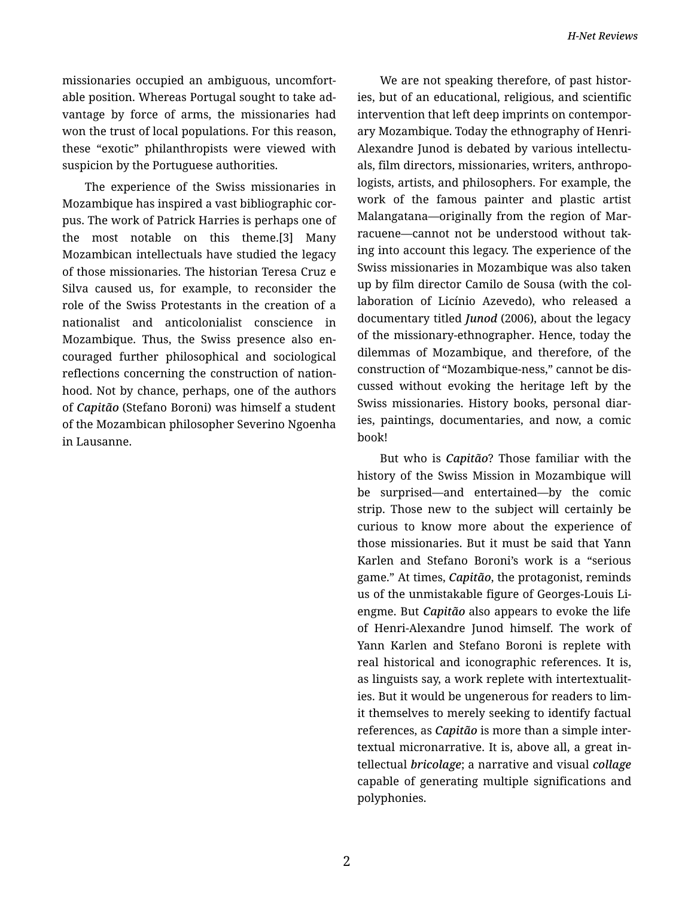missionaries occupied an ambiguous, uncomfortable position. Whereas Portugal sought to take advantage by force of arms, the missionaries had won the trust of local populations. For this reason, these “exotic” philanthropists were viewed with suspicion by the Portuguese authorities.

The experience of the Swiss missionaries in Mozambique has inspired a vast bibliographic corpus. The work of Patrick Harries is perhaps one of the most notable on this theme.[3] Many Mozambican intellectuals have studied the legacy of those missionaries. The historian Teresa Cruz e Silva caused us, for example, to reconsider the role of the Swiss Protestants in the creation of a nationalist and anticolonialist conscience in Mozambique. Thus, the Swiss presence also encouraged further philosophical and sociological reflections concerning the construction of nationhood. Not by chance, perhaps, one of the authors of ***Capitão*** (Stefano Boroni) was himself a student of the Mozambican philosopher Severino Ngoenha in Lausanne.

We are not speaking therefore, of past histories, but of an educational, religious, and scientific intervention that left deep imprints on contemporary Mozambique. Today the ethnography of Henri-Alexandre Junod is debated by various intellectuals, film directors, missionaries, writers, anthropologists, artists, and philosophers. For example, the work of the famous painter and plastic artist Malangatana—originally from the region of Marracuene—cannot not be understood without taking into account this legacy. The experience of the Swiss missionaries in Mozambique was also taken up by film director Camilo de Sousa (with the collaboration of Licínio Azevedo), who released a documentary titled ***Junod*** (2006), about the legacy of the missionary-ethnographer. Hence, today the dilemmas of Mozambique, and therefore, of the construction of “Mozambique-ness,” cannot be discussed without evoking the heritage left by the Swiss missionaries. History books, personal diaries, paintings, documentaries, and now, a comic book!

But who is ***Capitão***? Those familiar with the history of the Swiss Mission in Mozambique will be surprised—and entertained—by the comic strip. Those new to the subject will certainly be curious to know more about the experience of those missionaries. But it must be said that Yann Karlen and Stefano Boroni’s work is a “serious game.” At times, ***Capitão***, the protagonist, reminds us of the unmistakable figure of Georges-Louis Liengme. But ***Capitão*** also appears to evoke the life of Henri-Alexandre Junod himself. The work of Yann Karlen and Stefano Boroni is replete with real historical and iconographic references. It is, as linguists say, a work replete with intertextualities. But it would be ungenerous for readers to limit themselves to merely seeking to identify factual references, as ***Capitão*** is more than a simple intertextual micronarrative. It is, above all, a great intellectual ***bricolage***; a narrative and visual ***collage*** capable of generating multiple significations and polyphonies.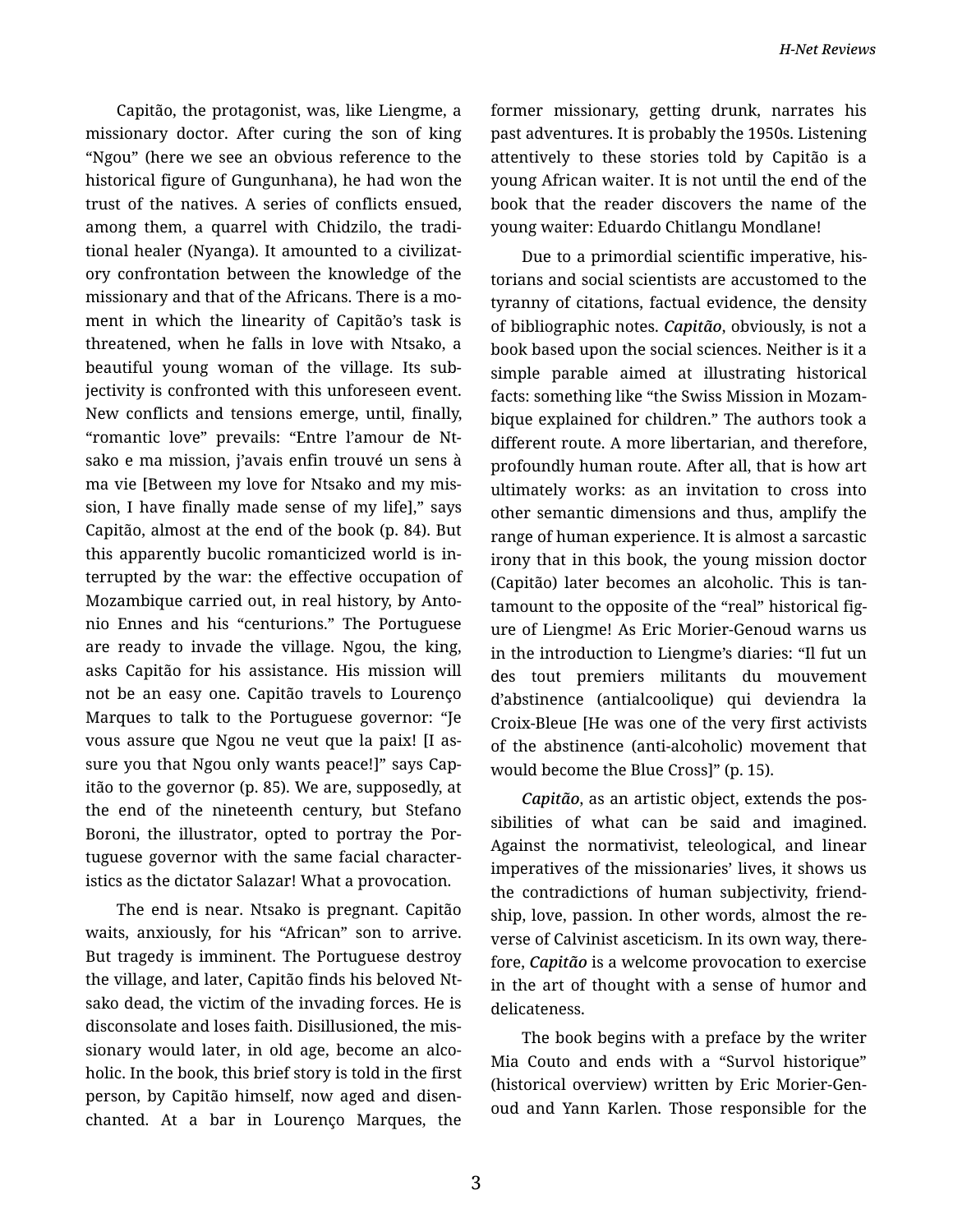Capitão, the protagonist, was, like Liengme, a missionary doctor. After curing the son of king "Ngou" (here we see an obvious reference to the historical figure of Gungunhana), he had won the trust of the natives. A series of conflicts ensued, among them, a quarrel with Chidzilo, the traditional healer (Nyanga). It amounted to a civilizatory confrontation between the knowledge of the missionary and that of the Africans. There is a moment in which the linearity of Capitão's task is threatened, when he falls in love with Ntsako, a beautiful young woman of the village. Its subjectivity is confronted with this unforeseen event. New conflicts and tensions emerge, until, finally, "romantic love" prevails: "Entre l'amour de Ntsako e ma mission, j'avais enfin trouvé un sens à ma vie [Between my love for Ntsako and my mission, I have finally made sense of my life]," says Capitão, almost at the end of the book (p. 84). But this apparently bucolic romanticized world is interrupted by the war: the effective occupation of Mozambique carried out, in real history, by Antonio Ennes and his "centurions." The Portuguese are ready to invade the village. Ngou, the king, asks Capitão for his assistance. His mission will not be an easy one. Capitão travels to Lourenço Marques to talk to the Portuguese governor: "Je vous assure que Ngou ne veut que la paix! [I assure you that Ngou only wants peace!]" says Capitão to the governor (p. 85). We are, supposedly, at the end of the nineteenth century, but Stefano Boroni, the illustrator, opted to portray the Portuguese governor with the same facial characteristics as the dictator Salazar! What a provocation.

The end is near. Ntsako is pregnant. Capitão waits, anxiously, for his "African" son to arrive. But tragedy is imminent. The Portuguese destroy the village, and later, Capitão finds his beloved Ntsako dead, the victim of the invading forces. He is disconsolate and loses faith. Disillusioned, the missionary would later, in old age, become an alcoholic. In the book, this brief story is told in the first person, by Capitão himself, now aged and disenchanted. At a bar in Lourenço Marques, the former missionary, getting drunk, narrates his past adventures. It is probably the 1950s. Listening attentively to these stories told by Capitão is a young African waiter. It is not until the end of the book that the reader discovers the name of the young waiter: Eduardo Chitlangu Mondlane!

Due to a primordial scientific imperative, historians and social scientists are accustomed to the tyranny of citations, factual evidence, the density of bibliographic notes. ***Capitão***, obviously, is not a book based upon the social sciences. Neither is it a simple parable aimed at illustrating historical facts: something like "the Swiss Mission in Mozambique explained for children." The authors took a different route. A more libertarian, and therefore, profoundly human route. After all, that is how art ultimately works: as an invitation to cross into other semantic dimensions and thus, amplify the range of human experience. It is almost a sarcastic irony that in this book, the young mission doctor (Capitão) later becomes an alcoholic. This is tantamount to the opposite of the "real" historical figure of Liengme! As Eric Morier-Genoud warns us in the introduction to Liengme's diaries: "Il fut un des tout premiers militants du mouvement d'abstinence (antialcoolique) qui deviendra la Croix-Bleue [He was one of the very first activists of the abstinence (anti-alcoholic) movement that would become the Blue Cross]" (p. 15).

***Capitão***, as an artistic object, extends the possibilities of what can be said and imagined. Against the normativist, teleological, and linear imperatives of the missionaries' lives, it shows us the contradictions of human subjectivity, friendship, love, passion. In other words, almost the reverse of Calvinist asceticism. In its own way, therefore, ***Capitão*** is a welcome provocation to exercise in the art of thought with a sense of humor and delicateness.

The book begins with a preface by the writer Mia Couto and ends with a "Survol historique" (historical overview) written by Eric Morier-Genoud and Yann Karlen. Those responsible for the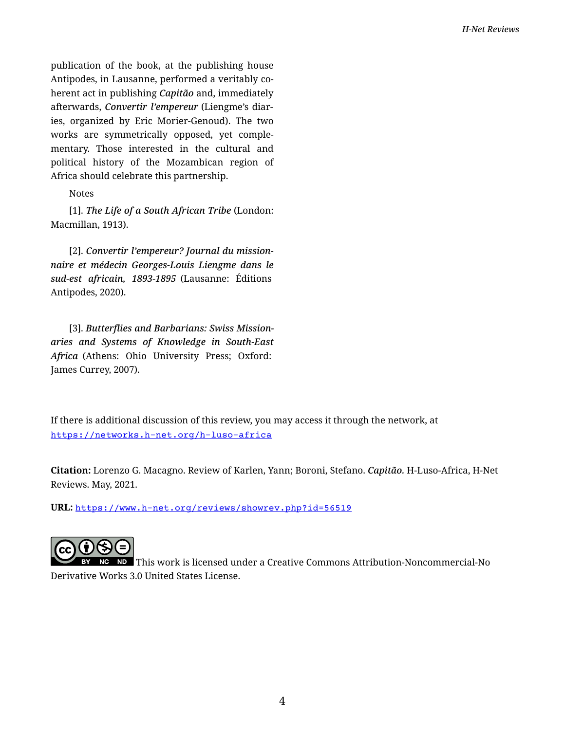publication of the book, at the publishing house Antipodes, in Lausanne, performed a veritably coherent act in publishing *Capitão* and, immediately afterwards, *Convertir l'empereur* (Liengme's diaries, organized by Eric Morier-Genoud). The two works are symmetrically opposed, yet complementary. Those interested in the cultural and political history of the Mozambican region of Africa should celebrate this partnership.

Notes

[1]. *The Life of a South African Tribe* (London: Macmillan, 1913).

[2]. *Convertir l'empereur? Journal du missionnaire et médecin Georges-Louis Liengme dans le sud-est africain, 1893-1895* (Lausanne: Éditions Antipodes, 2020).

[3]. *Butterflies and Barbarians: Swiss Missionaries and Systems of Knowledge in South-East Africa* (Athens: Ohio University Press; Oxford: James Currey, 2007).

If there is additional discussion of this review, you may access it through the network, at https://networks.h-net.org/h-luso-africa

**Citation:** Lorenzo G. Macagno. Review of Karlen, Yann; Boroni, Stefano. *Capitão.* H-Luso-Africa, H-Net Reviews. May, 2021.

**URL:** https://www.h-net.org/reviews/showrev.php?id=56519

This work is licensed under a Creative Commons Attribution-Noncommercial-No Derivative Works 3.0 United States License.